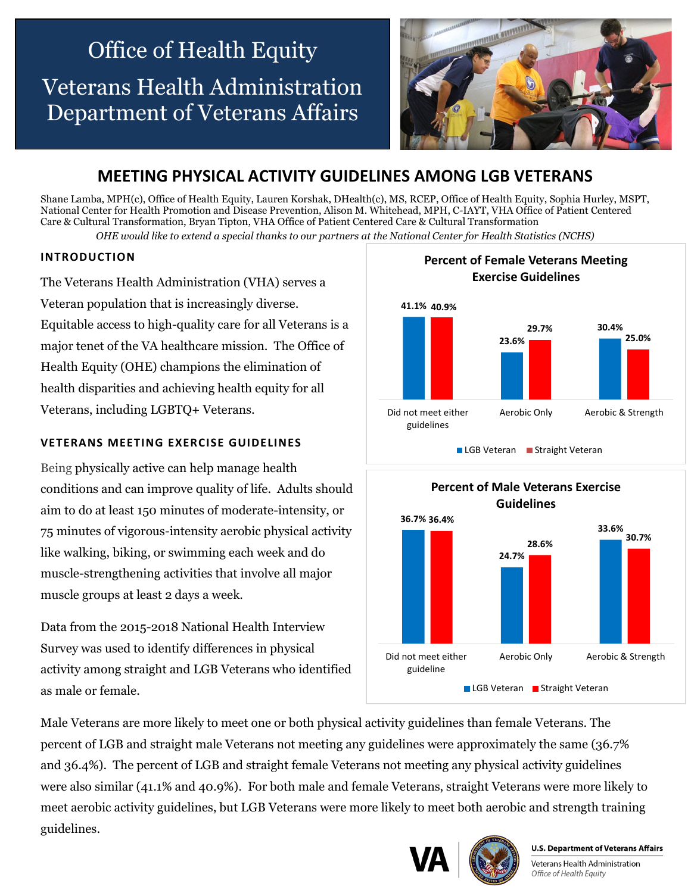# Office of Health Equity

# Veterans Health Administration Department of Veterans Affairs

## MEETING PHYSICAL ACTIVITY GUIDELINES AMONG LGB VETERANS

Shane Lamba, MPH(c), Office of Health Equity, Lauren Korshak, DHealth(c), MS, RCEP, Office of Health Equity, Sophia Hurley, MSPT, National Center for Health Promotion and Disease Prevention, Alison M. Whitehead, MPH, C-IAYT, VHA Office of Patient Centered Care & Cultural Transformation, Bryan Tipton, VHA Office of Patient Centered Care & Cultural Transformation

*OHE would like to extend a special thanks to our partners at the National Center for Health Statistics (NCHS)*

### INTRODUCTION

The Veterans Health Administration (VHA) serves a Veteran population that is increasingly diverse. Equitable access to high-quality care for all Veterans is a major tenet of the VA healthcare mission. The Office of Health Equity (OHE) champions the elimination of health disparities and achieving health equity for all Veterans, including LGBTQ+ Veterans.

### VETERANS MEETING EXERCISE GUIDELINES

Being physically active can help manage health conditions and can improve quality of life. Adults should aim to do at least 150 minutes of moderate-intensity, or 75 minutes of vigorous-intensity aerobic physical activity like walking, biking, or swimming each week and do muscle-strengthening activities that involve all major muscle groups at least 2 days a week.

Data from the 2015-2018 National Health Interview Survey was used to identify differences in physical activity among straight and LGB Veterans who identified as male or female.

**Percent of Female Veterans Meeting Exercise Guidelines**

| | LGB Veteran | Straight Veteran |
|---|---|---|
| Did not meet either guidelines | 41.1% | 40.9% |
| Aerobic Only | 23.6% | 29.7% |
| Aerobic & Strength | 30.4% | 25.0% |

**Percent of Male Veterans Exercise Guidelines**

| | LGB Veteran | Straight Veteran |
|---|---|---|
| Did not meet either guideline | 36.7% | 36.4% |
| Aerobic Only | 24.7% | 28.6% |
| Aerobic & Strength | 33.6% | 30.7% |

Male Veterans are more likely to meet one or both physical activity guidelines than female Veterans. The percent of LGB and straight male Veterans not meeting any guidelines were approximately the same (36.7% and 36.4%). The percent of LGB and straight female Veterans not meeting any physical activity guidelines were also similar (41.1% and 40.9%). For both male and female Veterans, straight Veterans were more likely to meet aerobic activity guidelines, but LGB Veterans were more likely to meet both aerobic and strength training guidelines.

U.S. Department of Veterans Affairs
Veterans Health Administration
*Office of Health Equity*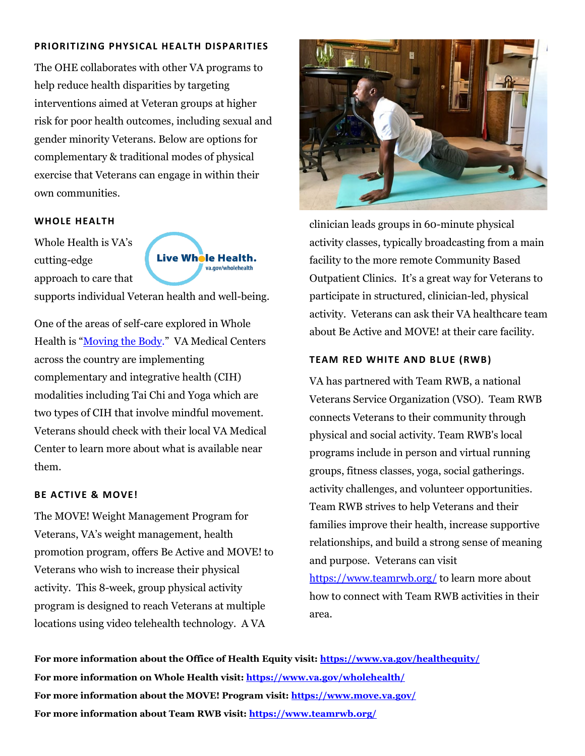## PRIORITIZING PHYSICAL HEALTH DISPARITIES

The OHE collaborates with other VA programs to help reduce health disparities by targeting interventions aimed at Veteran groups at higher risk for poor health outcomes, including sexual and gender minority Veterans. Below are options for complementary & traditional modes of physical exercise that Veterans can engage in within their own communities.

## WHOLE HEALTH

Live Whole Health. va.gov/wholehealth

Whole Health is VA's cutting-edge approach to care that supports individual Veteran health and well-being.

One of the areas of self-care explored in Whole Health is "Moving the Body." VA Medical Centers across the country are implementing complementary and integrative health (CIH) modalities including Tai Chi and Yoga which are two types of CIH that involve mindful movement. Veterans should check with their local VA Medical Center to learn more about what is available near them.

## BE ACTIVE & MOVE!

The MOVE! Weight Management Program for Veterans, VA's weight management, health promotion program, offers Be Active and MOVE! to Veterans who wish to increase their physical activity. This 8-week, group physical activity program is designed to reach Veterans at multiple locations using video telehealth technology. A VA clinician leads groups in 60-minute physical activity classes, typically broadcasting from a main facility to the more remote Community Based Outpatient Clinics. It's a great way for Veterans to participate in structured, clinician-led, physical activity. Veterans can ask their VA healthcare team about Be Active and MOVE! at their care facility.

## TEAM RED WHITE AND BLUE (RWB)

VA has partnered with Team RWB, a national Veterans Service Organization (VSO). Team RWB connects Veterans to their community through physical and social activity. Team RWB's local programs include in person and virtual running groups, fitness classes, yoga, social gatherings. activity challenges, and volunteer opportunities. Team RWB strives to help Veterans and their families improve their health, increase supportive relationships, and build a strong sense of meaning and purpose. Veterans can visit https://www.teamrwb.org/ to learn more about how to connect with Team RWB activities in their area.

**For more information about the Office of Health Equity visit: https://www.va.gov/healthequity/**

**For more information on Whole Health visit: https://www.va.gov/wholehealth/**

**For more information about the MOVE! Program visit: https://www.move.va.gov/**

**For more information about Team RWB visit: https://www.teamrwb.org/**